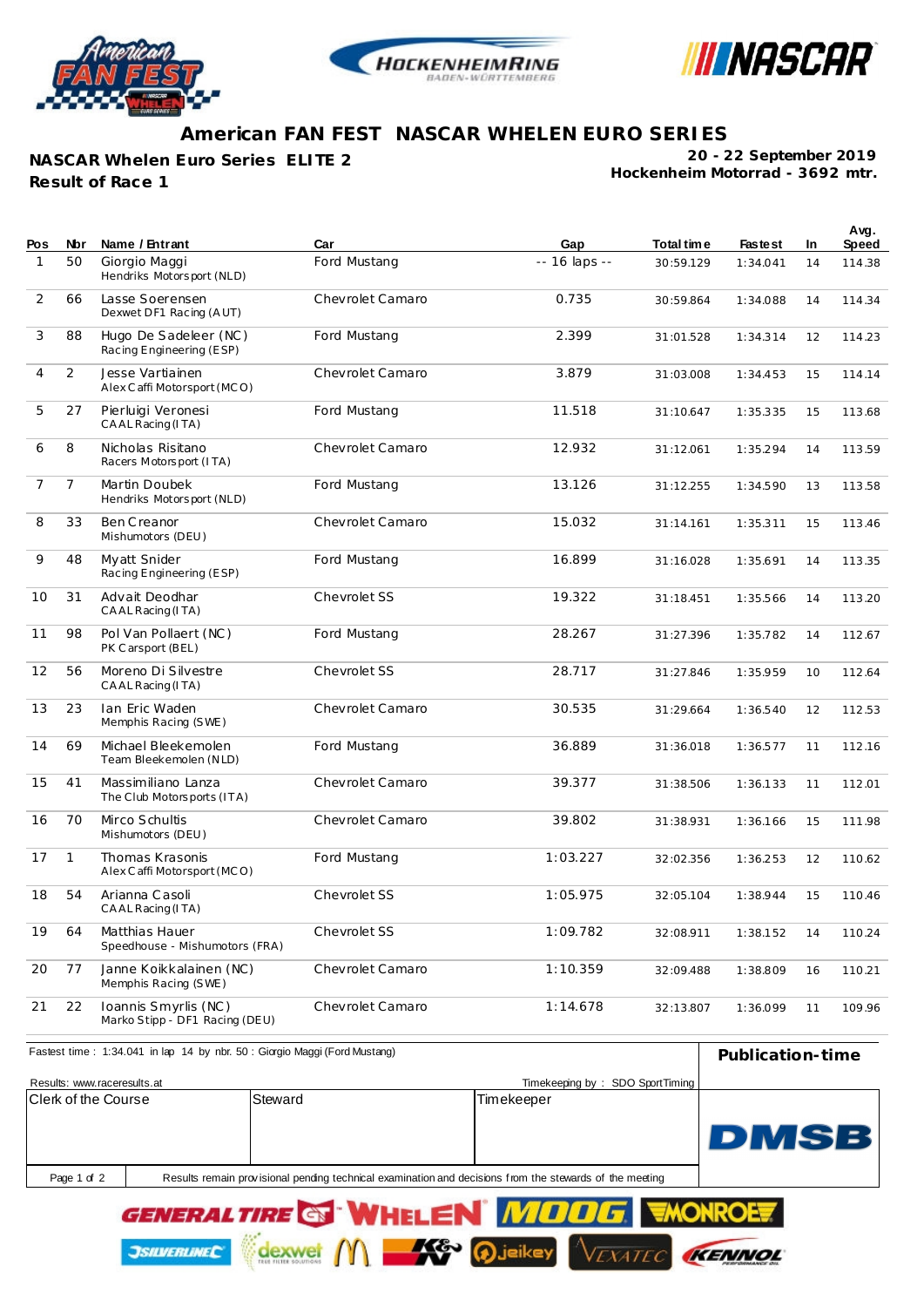# American FAN FEST NASCAR WHELEN EURO SERIES

**NASCAR Whelen Euro Series ELITE 2**

**Result of Race 1**

**20 - 22 September 2019**

**Hockenheim Motorrad - 3692 mtr.**

| Pos | Nbr | Name / Entrant | Car | Gap | Total time | Fastest | In | Avg. Speed |
|---|---|---|---|---|---|---|---|---|
| 1 | 50 | Giorgio Maggi<br>Hendriks Motorsport (NLD) | Ford Mustang | -- 16 laps -- | 30:59.129 | 1:34.041 | 14 | 114.38 |
| 2 | 66 | Lasse Soerensen<br>Dexwet DF1 Racing (AUT) | Chevrolet Camaro | 0.735 | 30:59.864 | 1:34.088 | 14 | 114.34 |
| 3 | 88 | Hugo De Sadeleer (NC)<br>Racing Engineering (ESP) | Ford Mustang | 2.399 | 31:01.528 | 1:34.314 | 12 | 114.23 |
| 4 | 2 | Jesse Vartiainen<br>Alex Caffi Motorsport (MCO) | Chevrolet Camaro | 3.879 | 31:03.008 | 1:34.453 | 15 | 114.14 |
| 5 | 27 | Pierluigi Veronesi<br>CAAL Racing (ITA) | Ford Mustang | 11.518 | 31:10.647 | 1:35.335 | 15 | 113.68 |
| 6 | 8 | Nicholas Risitano<br>Racers Motorsport (ITA) | Chevrolet Camaro | 12.932 | 31:12.061 | 1:35.294 | 14 | 113.59 |
| 7 | 7 | Martin Doubek<br>Hendriks Motorsport (NLD) | Ford Mustang | 13.126 | 31:12.255 | 1:34.590 | 13 | 113.58 |
| 8 | 33 | Ben Creanor<br>Mishumotors (DEU) | Chevrolet Camaro | 15.032 | 31:14.161 | 1:35.311 | 15 | 113.46 |
| 9 | 48 | Myatt Snider<br>Racing Engineering (ESP) | Ford Mustang | 16.899 | 31:16.028 | 1:35.691 | 14 | 113.35 |
| 10 | 31 | Advait Deodhar<br>CAAL Racing (ITA) | Chevrolet SS | 19.322 | 31:18.451 | 1:35.566 | 14 | 113.20 |
| 11 | 98 | Pol Van Pollaert (NC)<br>PK Carsport (BEL) | Ford Mustang | 28.267 | 31:27.396 | 1:35.782 | 14 | 112.67 |
| 12 | 56 | Moreno Di Silvestre<br>CAAL Racing (ITA) | Chevrolet SS | 28.717 | 31:27.846 | 1:35.959 | 10 | 112.64 |
| 13 | 23 | Ian Eric Waden<br>Memphis Racing (SWE) | Chevrolet Camaro | 30.535 | 31:29.664 | 1:36.540 | 12 | 112.53 |
| 14 | 69 | Michael Bleekemolen<br>Team Bleekemolen (NLD) | Ford Mustang | 36.889 | 31:36.018 | 1:36.577 | 11 | 112.16 |
| 15 | 41 | Massimiliano Lanza<br>The Club Motorsports (ITA) | Chevrolet Camaro | 39.377 | 31:38.506 | 1:36.133 | 11 | 112.01 |
| 16 | 70 | Mirco Schultis<br>Mishumotors (DEU) | Chevrolet Camaro | 39.802 | 31:38.931 | 1:36.166 | 15 | 111.98 |
| 17 | 1 | Thomas Krasonis<br>Alex Caffi Motorsport (MCO) | Ford Mustang | 1:03.227 | 32:02.356 | 1:36.253 | 12 | 110.62 |
| 18 | 54 | Arianna Casoli<br>CAAL Racing (ITA) | Chevrolet SS | 1:05.975 | 32:05.104 | 1:38.944 | 15 | 110.46 |
| 19 | 64 | Matthias Hauer<br>Speedhouse - Mishumotors (FRA) | Chevrolet SS | 1:09.782 | 32:08.911 | 1:38.152 | 14 | 110.24 |
| 20 | 77 | Janne Koikkalainen (NC)<br>Memphis Racing (SWE) | Chevrolet Camaro | 1:10.359 | 32:09.488 | 1:38.809 | 16 | 110.21 |
| 21 | 22 | Ioannis Smyrlis (NC)<br>Marko Stipp - DF1 Racing (DEU) | Chevrolet Camaro | 1:14.678 | 32:13.807 | 1:36.099 | 11 | 109.96 |

Fastest time : 1:34.041 in lap 14 by nbr. 50 : Giorgio Maggi (Ford Mustang)

**Publication-time**

Results: www.raceresults.at

Timekeeping by : SDO SportTiming

| Clerk of the Course | Steward | Timekeeper |
|---|---|---|
| | | |

Results remain provisional pending technical examination and decisions from the stewards of the meeting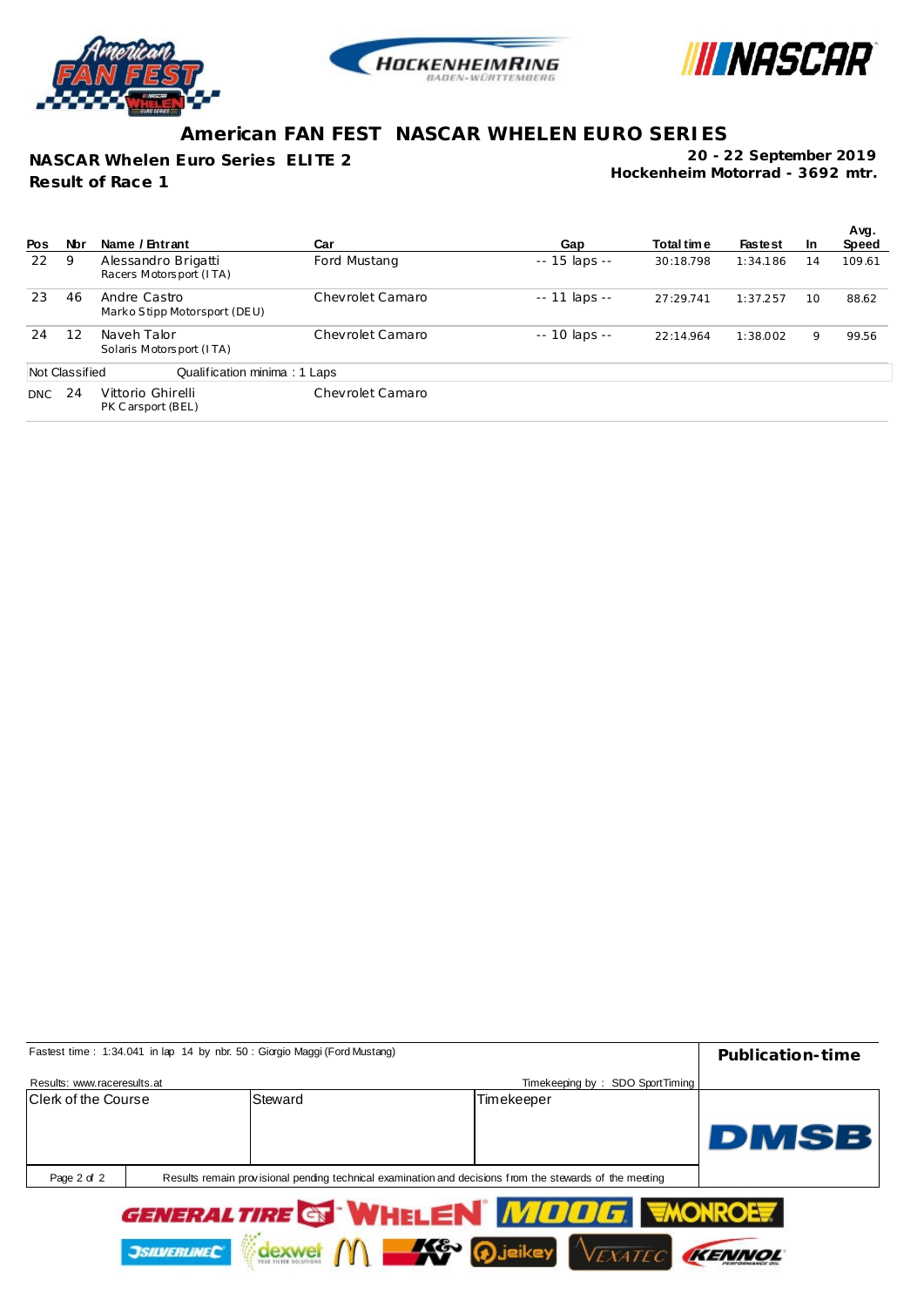## American FAN FEST NASCAR WHELEN EURO SERIES

**NASCAR Whelen Euro Series ELITE 2**

**Result of Race 1**

**20 - 22 September 2019**

**Hockenheim Motorrad - 3692 mtr.**

| Pos | Nbr | Name / Entrant | Car | Gap | Total time | Fastest | In | Avg. Speed |
|---|---|---|---|---|---|---|---|---|
| 22 | 9 | Alessandro Brigatti<br>Racers Motorsport (ITA) | Ford Mustang | -- 15 laps -- | 30:18.798 | 1:34.186 | 14 | 109.61 |
| 23 | 46 | Andre Castro<br>Marko Stipp Motorsport (DEU) | Chevrolet Camaro | -- 11 laps -- | 27:29.741 | 1:37.257 | 10 | 88.62 |
| 24 | 12 | Naveh Talor<br>Solaris Motorsport (ITA) | Chevrolet Camaro | -- 10 laps -- | 22:14.964 | 1:38.002 | 9 | 99.56 |
| Not Classified | | Qualification minima : 1 Laps | | | | | | |
| DNC | 24 | Vittorio Ghirelli<br>PK Carsport (BEL) | Chevrolet Camaro | | | | | |

Fastest time : 1:34.041 in lap 14 by nbr. 50 : Giorgio Maggi (Ford Mustang)

**Publication-time**

Results: www.raceresults.at

Timekeeping by : SDO SportTiming

| Clerk of the Course | Steward | Timekeeper |
|---|---|---|
| | | |

DMSB

Results remain provisional pending technical examination and decisions from the stewards of the meeting